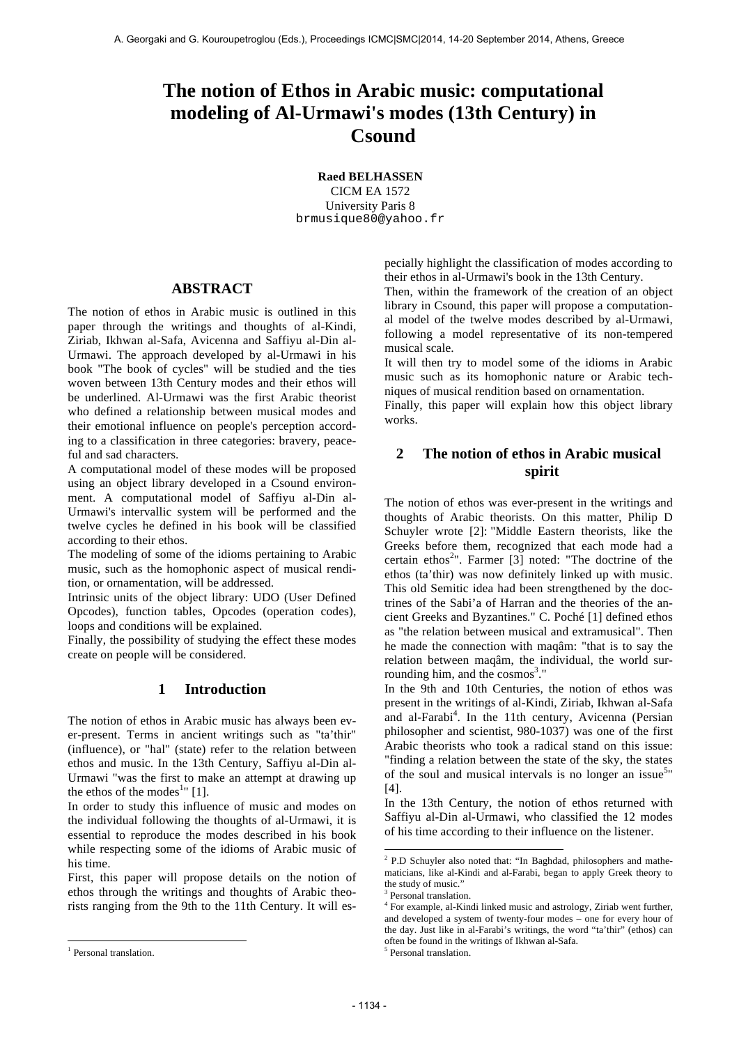# The notion of Ethos in Arabic music: computational modeling of Al-Urmawi's modes (13th Century) in Csound

**Raed BELHASSEN**
CICM EA 1572
University Paris 8
brmusique80@yahoo.fr

## ABSTRACT

The notion of ethos in Arabic music is outlined in this paper through the writings and thoughts of al-Kindi, Ziriab, Ikhwan al-Safa, Avicenna and Saffiyu al-Din al-Urmawi. The approach developed by al-Urmawi in his book "The book of cycles" will be studied and the ties woven between 13th Century modes and their ethos will be underlined. Al-Urmawi was the first Arabic theorist who defined a relationship between musical modes and their emotional influence on people's perception according to a classification in three categories: bravery, peaceful and sad characters.

A computational model of these modes will be proposed using an object library developed in a Csound environment. A computational model of Saffiyu al-Din al-Urmawi's intervallic system will be performed and the twelve cycles he defined in his book will be classified according to their ethos.

The modeling of some of the idioms pertaining to Arabic music, such as the homophonic aspect of musical rendition, or ornamentation, will be addressed.

Intrinsic units of the object library: UDO (User Defined Opcodes), function tables, Opcodes (operation codes), loops and conditions will be explained.

Finally, the possibility of studying the effect these modes create on people will be considered.

## 1 Introduction

The notion of ethos in Arabic music has always been ever-present. Terms in ancient writings such as "ta'thir" (influence), or "hal" (state) refer to the relation between ethos and music. In the 13th Century, Saffiyu al-Din al-Urmawi "was the first to make an attempt at drawing up the ethos of the modes[1]" [1].

In order to study this influence of music and modes on the individual following the thoughts of al-Urmawi, it is essential to reproduce the modes described in his book while respecting some of the idioms of Arabic music of his time.

First, this paper will propose details on the notion of ethos through the writings and thoughts of Arabic theorists ranging from the 9th to the 11th Century. It will especially highlight the classification of modes according to their ethos in al-Urmawi's book in the 13th Century.

Then, within the framework of the creation of an object library in Csound, this paper will propose a computational model of the twelve modes described by al-Urmawi, following a model representative of its non-tempered musical scale.

It will then try to model some of the idioms in Arabic music such as its homophonic nature or Arabic techniques of musical rendition based on ornamentation.

Finally, this paper will explain how this object library works.

## 2 The notion of ethos in Arabic musical spirit

The notion of ethos was ever-present in the writings and thoughts of Arabic theorists. On this matter, Philip D Schuyler wrote [2]: "Middle Eastern theorists, like the Greeks before them, recognized that each mode had a certain ethos[2]". Farmer [3] noted: "The doctrine of the ethos (ta'thir) was now definitely linked up with music. This old Semitic idea had been strengthened by the doctrines of the Sabi'a of Harran and the theories of the ancient Greeks and Byzantines." C. Poché [1] defined ethos as "the relation between musical and extramusical". Then he made the connection with maqâm: "that is to say the relation between maqâm, the individual, the world surrounding him, and the cosmos[3]."

In the 9th and 10th Centuries, the notion of ethos was present in the writings of al-Kindi, Ziriab, Ikhwan al-Safa and al-Farabi[4]. In the 11th century, Avicenna (Persian philosopher and scientist, 980-1037) was one of the first Arabic theorists who took a radical stand on this issue: "finding a relation between the state of the sky, the states of the soul and musical intervals is no longer an issue[5]" [4].

In the 13th Century, the notion of ethos returned with Saffiyu al-Din al-Urmawi, who classified the 12 modes of his time according to their influence on the listener.

---

[1] Personal translation.

[2] P.D Schuyler also noted that: "In Baghdad, philosophers and mathematicians, like al-Kindi and al-Farabi, began to apply Greek theory to the study of music."

[3] Personal translation.

[4] For example, al-Kindi linked music and astrology, Ziriab went further, and developed a system of twenty-four modes – one for every hour of the day. Just like in al-Farabi's writings, the word "ta'thir" (ethos) can often be found in the writings of Ikhwan al-Safa.

[5] Personal translation.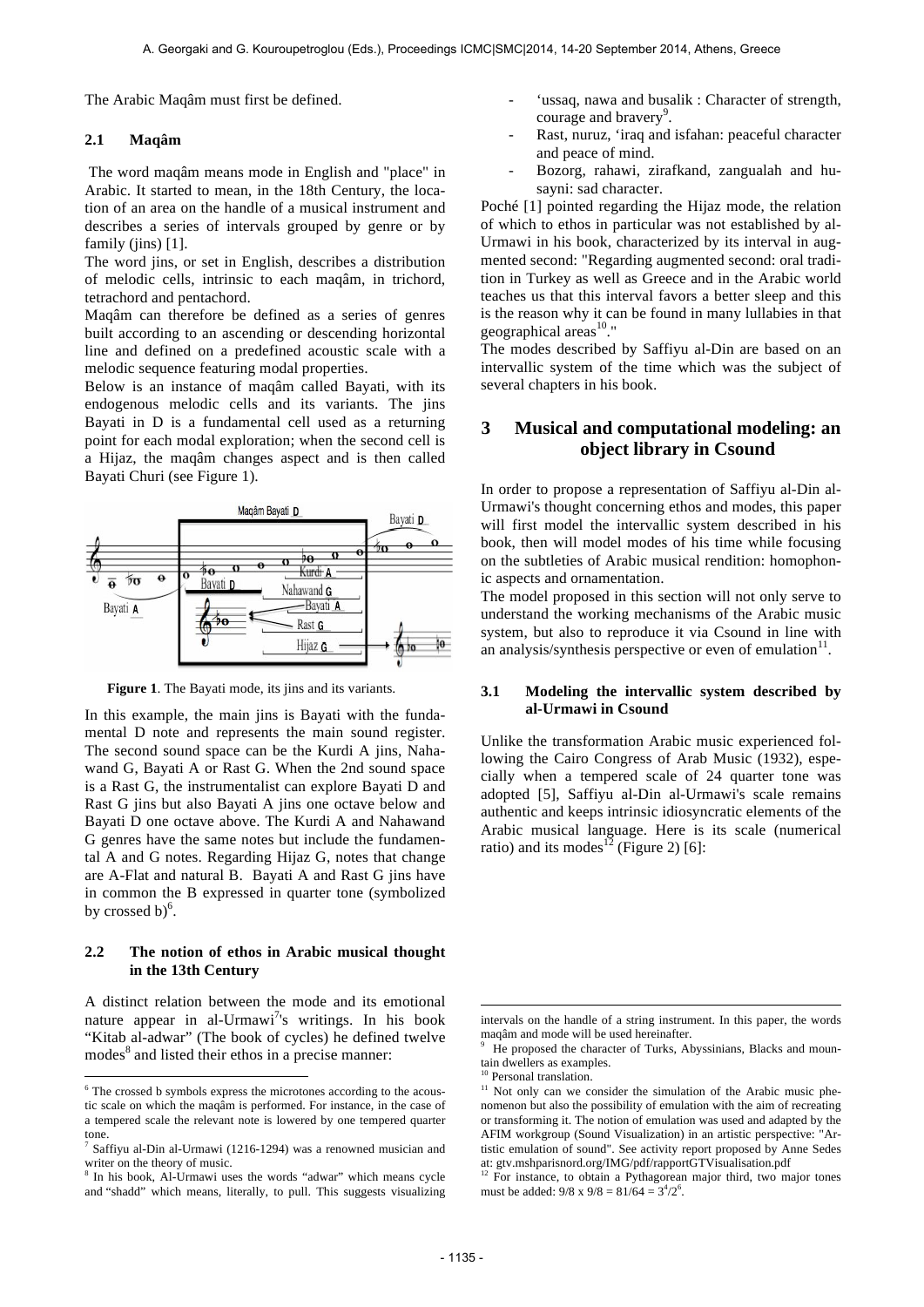The Arabic Maqâm must first be defined.

### 2.1 Maqâm

The word maqâm means mode in English and "place" in Arabic. It started to mean, in the 18th Century, the location of an area on the handle of a musical instrument and describes a series of intervals grouped by genre or by family (jins) [1].

The word jins, or set in English, describes a distribution of melodic cells, intrinsic to each maqâm, in trichord, tetrachord and pentachord.

Maqâm can therefore be defined as a series of genres built according to an ascending or descending horizontal line and defined on a predefined acoustic scale with a melodic sequence featuring modal properties.

Below is an instance of maqâm called Bayati, with its endogenous melodic cells and its variants. The jins Bayati in D is a fundamental cell used as a returning point for each modal exploration; when the second cell is a Hijaz, the maqâm changes aspect and is then called Bayati Churi (see Figure 1).

**Figure 1**. The Bayati mode, its jins and its variants.

In this example, the main jins is Bayati with the fundamental D note and represents the main sound register. The second sound space can be the Kurdi A jins, Nahawand G, Bayati A or Rast G. When the 2nd sound space is a Rast G, the instrumentalist can explore Bayati D and Rast G jins but also Bayati A jins one octave below and Bayati D one octave above. The Kurdi A and Nahawand G genres have the same notes but include the fundamental A and G notes. Regarding Hijaz G, notes that change are A-Flat and natural B. Bayati A and Rast G jins have in common the B expressed in quarter tone (symbolized by crossed b)[6].

### 2.2 The notion of ethos in Arabic musical thought in the 13th Century

A distinct relation between the mode and its emotional nature appear in al-Urmawi[7]'s writings. In his book "Kitab al-adwar" (The book of cycles) he defined twelve modes[8] and listed their ethos in a precise manner:

- 'ussaq, nawa and busalik : Character of strength, courage and bravery[9].
- Rast, nuruz, 'iraq and isfahan: peaceful character and peace of mind.
- Bozorg, rahawi, zirafkand, zangualah and husayni: sad character.

Poché [1] pointed regarding the Hijaz mode, the relation of which to ethos in particular was not established by al-Urmawi in his book, characterized by its interval in augmented second: "Regarding augmented second: oral tradition in Turkey as well as Greece and in the Arabic world teaches us that this interval favors a better sleep and this is the reason why it can be found in many lullabies in that geographical areas[10]."

The modes described by Saffiyu al-Din are based on an intervallic system of the time which was the subject of several chapters in his book.

## 3 Musical and computational modeling: an object library in Csound

In order to propose a representation of Saffiyu al-Din al-Urmawi's thought concerning ethos and modes, this paper will first model the intervallic system described in his book, then will model modes of his time while focusing on the subtleties of Arabic musical rendition: homophonic aspects and ornamentation.

The model proposed in this section will not only serve to understand the working mechanisms of the Arabic music system, but also to reproduce it via Csound in line with an analysis/synthesis perspective or even of emulation[11].

### 3.1 Modeling the intervallic system described by al-Urmawi in Csound

Unlike the transformation Arabic music experienced following the Cairo Congress of Arab Music (1932), especially when a tempered scale of 24 quarter tone was adopted [5], Saffiyu al-Din al-Urmawi's scale remains authentic and keeps intrinsic idiosyncratic elements of the Arabic musical language. Here is its scale (numerical ratio) and its modes[12] (Figure 2) [6]:

---

[6] The crossed b symbols express the microtones according to the acoustic scale on which the maqâm is performed. For instance, in the case of a tempered scale the relevant note is lowered by one tempered quarter tone.

[7] Saffiyu al-Din al-Urmawi (1216-1294) was a renowned musician and writer on the theory of music.

[8] In his book, Al-Urmawi uses the words "adwar" which means cycle and "shadd" which means, literally, to pull. This suggests visualizing intervals on the handle of a string instrument. In this paper, the words maqâm and mode will be used hereinafter.

[9] He proposed the character of Turks, Abyssinians, Blacks and mountain dwellers as examples.

[10] Personal translation.

[11] Not only can we consider the simulation of the Arabic music phenomenon but also the possibility of emulation with the aim of recreating or transforming it. The notion of emulation was used and adapted by the AFIM workgroup (Sound Visualization) in an artistic perspective: "Artistic emulation of sound". See activity report proposed by Anne Sedes at: gtv.mshparisnord.org/IMG/pdf/rapportGTVisualisation.pdf

[12] For instance, to obtain a Pythagorean major third, two major tones must be added: $9/8 \times 9/8 = 81/64 = 3^4/2^6$.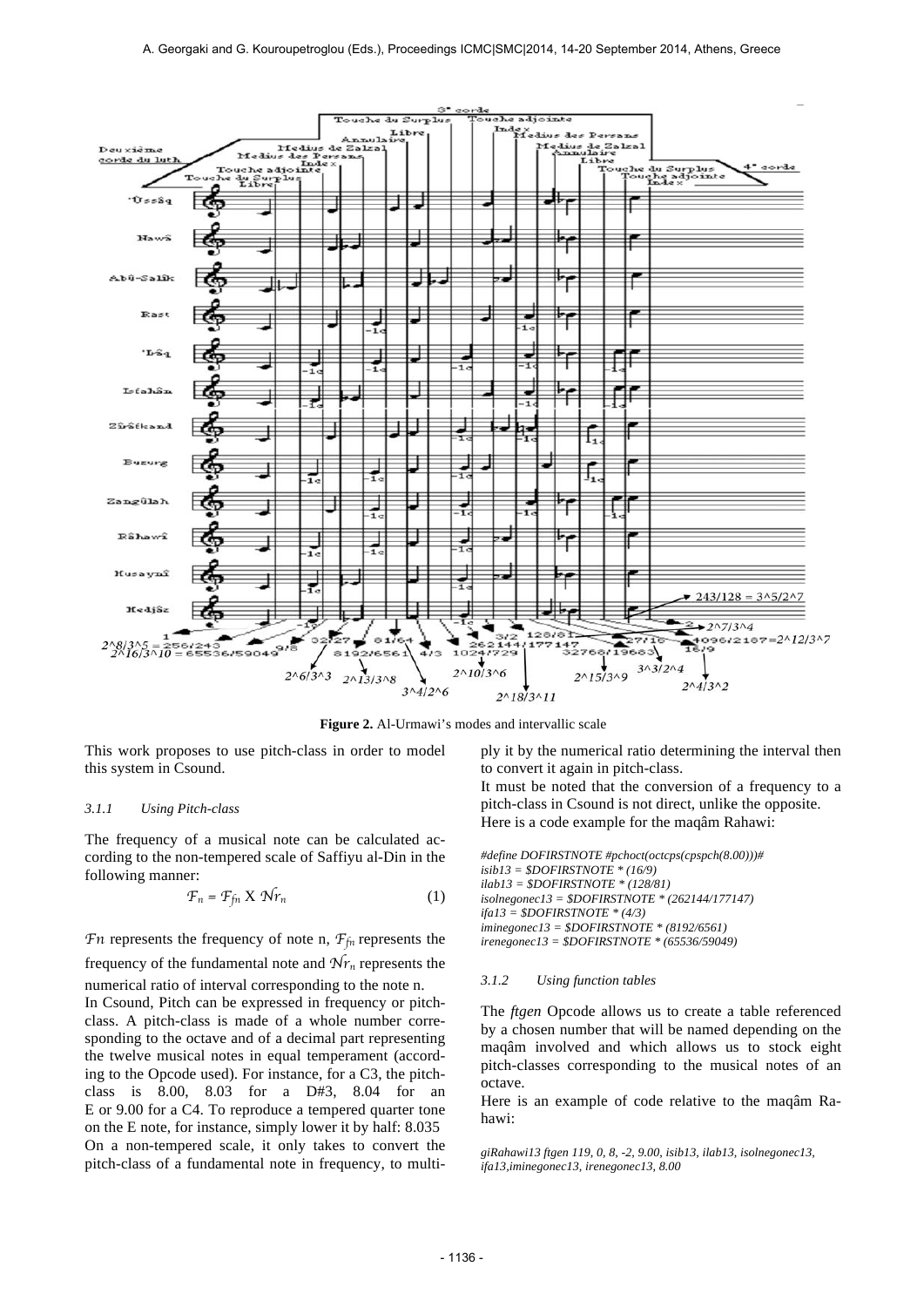**Figure 2.** Al-Urmawi's modes and intervallic scale

This work proposes to use pitch-class in order to model this system in Csound.

#### 3.1.1 Using Pitch-class

The frequency of a musical note can be calculated according to the non-tempered scale of Saffiyu al-Din in the following manner:

$$\mathcal{F}_n = \mathcal{F}_{fn} \text{ X } \mathcal{N}r_n \quad (1)$$

$\mathcal{F}n$ represents the frequency of note n, $\mathcal{F}_{fn}$ represents the frequency of the fundamental note and $\mathcal{N}r_n$ represents the numerical ratio of interval corresponding to the note n.

In Csound, Pitch can be expressed in frequency or pitch-class. A pitch-class is made of a whole number corresponding to the octave and of a decimal part representing the twelve musical notes in equal temperament (according to the Opcode used). For instance, for a C3, the pitch-class is 8.00, 8.03 for a D#3, 8.04 for an E or 9.00 for a C4. To reproduce a tempered quarter tone on the E note, for instance, simply lower it by half: 8.035

On a non-tempered scale, it only takes to convert the pitch-class of a fundamental note in frequency, to multiply it by the numerical ratio determining the interval then to convert it again in pitch-class.

It must be noted that the conversion of a frequency to a pitch-class in Csound is not direct, unlike the opposite. Here is a code example for the maqâm Rahawi:

```
#define DOFIRSTNOTE #pchoct(octcps(cpspch(8.00)))#
isib13 = $DOFIRSTNOTE * (16/9)
ilab13 = $DOFIRSTNOTE * (128/81)
isolnegonec13 = $DOFIRSTNOTE * (262144/177147)
ifa13 = $DOFIRSTNOTE * (4/3)
iminegonec13 = $DOFIRSTNOTE * (8192/6561)
irenegonec13 = $DOFIRSTNOTE * (65536/59049)
```

#### 3.1.2 Using function tables

The *ftgen* Opcode allows us to create a table referenced by a chosen number that will be named depending on the maqâm involved and which allows us to stock eight pitch-classes corresponding to the musical notes of an octave.

Here is an example of code relative to the maqâm Rahawi:

```
giRahawi13 ftgen 119, 0, 8, -2, 9.00, isib13, ilab13, isolnegonec13,
ifa13,iminegonec13, irenegonec13, 8.00
```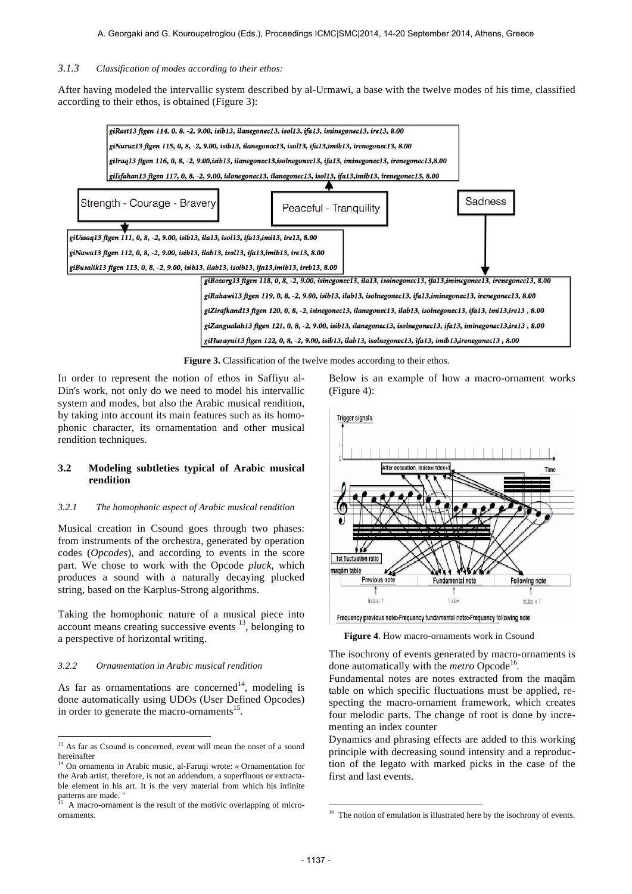#### 3.1.3 *Classification of modes according to their ethos:*

After having modeled the intervallic system described by al-Urmawi, a base with the twelve modes of his time, classified according to their ethos, is obtained (Figure 3):

```
giRast13 ftgen 114, 0, 8, -2, 9.00, isib13, ilanegonec13, isol13, ifa13, iminegonec13, ire13, 8.00
giNuruz13 ftgen 115, 0, 8, -2, 9.00, isib13, ilanegonec13, isol13, ifa13,imib13, irenegonec13, 8.00
giIraq13 ftgen 116, 0, 8, -2, 9.00,isib13, ilanegonec13,isolnegonec13, ifa13, iminegonec13, irenegonec13,8.00
giIsfahan13 ftgen 117, 0, 8, -2, 9.00, idonegonec13, ilanegonec13, isol13, ifa13,imib13, irenegonec13, 8.00
```

Strength - Courage - Bravery | Peaceful - Tranquility | Sadness

```
giUssaq13 ftgen 111, 0, 8, -2, 9.00, isib13, ila13, isol13, ifa13,imi13, ire13, 8.00
giNawa13 ftgen 112, 0, 8, -2, 9.00, isib13, ilab13, isol13, ifa13,imib13, ire13, 8.00
giBusalik13 ftgen 113, 0, 8, -2, 9.00, isib13, ilab13, isolb13, ifa13,imib13, ireb13, 8.00
```

```
giBozorg13 ftgen 118, 0, 8, -2, 9.00, isinegonec13, ila13, isolnegonec13, ifa13,iminegonec13, irenegonec13, 8.00
giRahawi13 ftgen 119, 0, 8, -2, 9.00, isib13, ilab13, isolnegonec13, ifa13,iminegonec13, irenegonec13, 8.00
giZirafkand13 ftgen 120, 0, 8, -2, isinegonec13, ilanegonec13, ilab13, isolnegonec13, ifa13, imi13,ire13 , 8.00
giZangualah13 ftgen 121, 0, 8, -2, 9.00, isib13, ilanegonec13, isolnegonec13, ifa13, iminegonec13,ire13 , 8.00
giHusayni13 ftgen 122, 0, 8, -2, 9.00, isib13, ilab13, isolnegonec13, ifa13, imib13,irenegonec13 , 8.00
```

**Figure 3.** Classification of the twelve modes according to their ethos.

In order to represent the notion of ethos in Saffiyu al-Din's work, not only do we need to model his intervallic system and modes, but also the Arabic musical rendition, by taking into account its main features such as its homophonic character, its ornamentation and other musical rendition techniques.

### 3.2 Modeling subtleties typical of Arabic musical rendition

#### 3.2.1 *The homophonic aspect of Arabic musical rendition*

Musical creation in Csound goes through two phases: from instruments of the orchestra, generated by operation codes (*Opcodes*), and according to events in the score part. We chose to work with the Opcode *pluck*, which produces a sound with a naturally decaying plucked string, based on the Karplus-Strong algorithms.

Taking the homophonic nature of a musical piece into account means creating successive events [13], belonging to a perspective of horizontal writing.

#### 3.2.2 *Ornamentation in Arabic musical rendition*

As far as ornamentations are concerned[14], modeling is done automatically using UDOs (User Defined Opcodes) in order to generate the macro-ornaments[15].

Below is an example of how a macro-ornament works (Figure 4):

**Figure 4**. How macro-ornaments work in Csound

The isochrony of events generated by macro-ornaments is done automatically with the *metro* Opcode[16].

Fundamental notes are notes extracted from the maqâm table on which specific fluctuations must be applied, respecting the macro-ornament framework, which creates four melodic parts. The change of root is done by incrementing an index counter

Dynamics and phrasing effects are added to this working principle with decreasing sound intensity and a reproduction of the legato with marked picks in the case of the first and last events.

---

[13] As far as Csound is concerned, event will mean the onset of a sound hereinafter

[14] On ornaments in Arabic music, al-Faruqi wrote: « Ornamentation for the Arab artist, therefore, is not an addendum, a superfluous or extractable element in his art. It is the very material from which his infinite patterns are made. "

[15] A macro-ornament is the result of the motivic overlapping of micro-ornaments.

[16] The notion of emulation is illustrated here by the isochrony of events.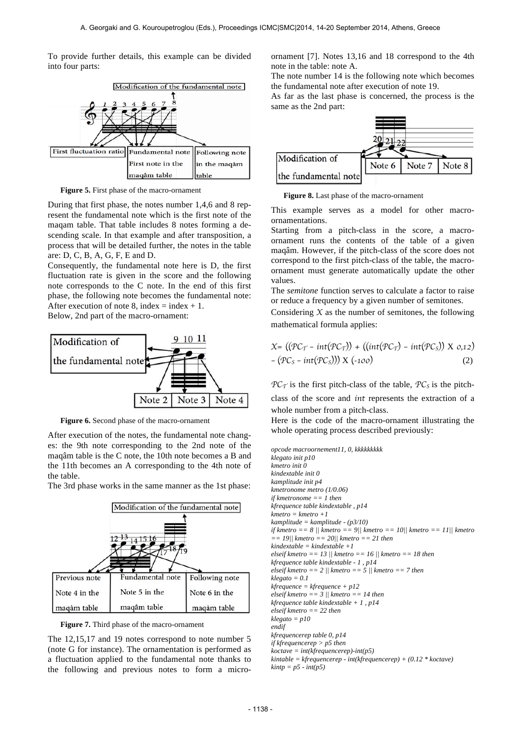To provide further details, this example can be divided into four parts:

**Figure 5.** First phase of the macro-ornament

During that first phase, the notes number 1,4,6 and 8 represent the fundamental note which is the first note of the maqam table. That table includes 8 notes forming a descending scale. In that example and after transposition, a process that will be detailed further, the notes in the table are: D, C, B, A, G, F, E and D.

Consequently, the fundamental note here is D, the first fluctuation rate is given in the score and the following note corresponds to the C note. In the end of this first phase, the following note becomes the fundamental note: After execution of note 8, index = index + 1.

Below, 2nd part of the macro-ornament:

**Figure 6.** Second phase of the macro-ornament

After execution of the notes, the fundamental note changes: the 9th note corresponding to the 2nd note of the maqâm table is the C note, the 10th note becomes a B and the 11th becomes an A corresponding to the 4th note of the table.

The 3rd phase works in the same manner as the 1st phase:

**Figure 7.** Third phase of the macro-ornament

The 12,15,17 and 19 notes correspond to note number 5 (note G for instance). The ornamentation is performed as a fluctuation applied to the fundamental note thanks to the following and previous notes to form a micro-ornament [7]. Notes 13,16 and 18 correspond to the 4th note in the table: note A.

The note number 14 is the following note which becomes the fundamental note after execution of note 19.

As far as the last phase is concerned, the process is the same as the 2nd part:

**Figure 8.** Last phase of the macro-ornament

This example serves as a model for other macro-ornamentations.

Starting from a pitch-class in the score, a macro-ornament runs the contents of the table of a given maqâm. However, if the pitch-class of the score does not correspond to the first pitch-class of the table, the macro-ornament must generate automatically update the other values.

The *semitone* function serves to calculate a factor to raise or reduce a frequency by a given number of semitones.

Considering $X$ as the number of semitones, the following mathematical formula applies:

$$X = \left((PC_{T'} - int(PC_T)) + ((int(PC_T) - int(PC_S)) \times 0{,}12) - (PC_S - int(PC_S))\right) \times (-100) \qquad (2)$$

$PC_{T'}$ is the first pitch-class of the table, $PC_S$ is the pitch-class of the score and $int$ represents the extraction of a whole number from a pitch-class.

Here is the code of the macro-ornament illustrating the whole operating process described previously:

```
opcode macroornement11, 0, kkkkkkkkk
klegato init p10
kmetro init 0
kindextable init 0
kamplitude init p4
kmetronome metro (1/0.06)
if kmetronome == 1 then
kfrequence table kindextable , p14
kmetro = kmetro +1
kamplitude = kamplitude - (p3/10)
if kmetro == 8 || kmetro == 9|| kmetro == 10|| kmetro == 11|| kmetro
== 19|| kmetro == 20|| kmetro == 21 then
kindextable = kindextable +1
elseif kmetro == 13 || kmetro == 16 || kmetro == 18 then
kfrequence table kindextable - 1 , p14
elseif kmetro == 2 || kmetro == 5 || kmetro == 7 then
klegato = 0.1
kfrequence = kfrequence + p12
elseif kmetro == 3 || kmetro == 14 then
kfrequence table kindextable + 1 , p14
elseif kmetro == 22 then
klegato = p10
endif
kfrequencerep table 0, p14
if kfrequencerep > p5 then
koctave = int(kfrequencerep)-int(p5)
kintable = kfrequencerep - int(kfrequencerep) + (0.12 * koctave)
kintp = p5 - int(p5)
```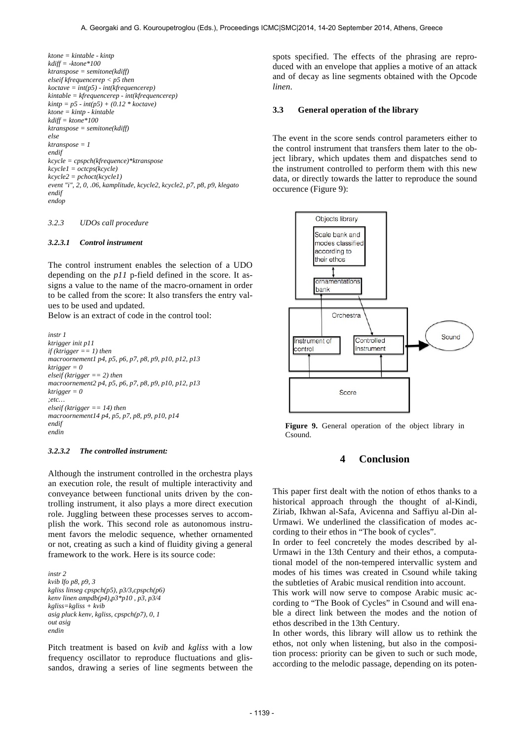```
ktone = kintable - kintp
kdiff = -ktone*100
ktranspose = semitone(kdiff)
elseif kfrequencerep < p5 then
koctave = int(p5) - int(kfrequencerep)
kintable = kfrequencerep - int(kfrequencerep)
kintp = p5 - int(p5) + (0.12 * koctave)
ktone = kintp - kintable
kdiff = ktone*100
ktranspose = semitone(kdiff)
else
ktranspose = 1
endif
kcycle = cpspch(kfrequence)*ktranspose
kcycle1 = octcps(kcycle)
kcycle2 = pchoct(kcycle1)
event "i", 2, 0, .06, kamplitude, kcycle2, kcycle2, p7, p8, p9, klegato
endif
endop
```

*3.2.3 UDOs call procedure*

***3.2.3.1 Control instrument***

The control instrument enables the selection of a UDO depending on the *p11* p-field defined in the score. It assigns a value to the name of the macro-ornament in order to be called from the score: It also transfers the entry values to be used and updated.

Below is an extract of code in the control tool:

```
instr 1
ktrigger init p11
if (ktrigger == 1) then
macroornement1 p4, p5, p6, p7, p8, p9, p10, p12, p13
ktrigger = 0
elseif (ktrigger == 2) then
macroornement2 p4, p5, p6, p7, p8, p9, p10, p12, p13
ktrigger = 0
;etc…
elseif (ktrigger == 14) then
macroornement14 p4, p5, p7, p8, p9, p10, p14
endif
endin
```

***3.2.3.2 The controlled instrument:***

Although the instrument controlled in the orchestra plays an execution role, the result of multiple interactivity and conveyance between functional units driven by the controlling instrument, it also plays a more direct execution role. Juggling between these processes serves to accomplish the work. This second role as autonomous instrument favors the melodic sequence, whether ornamented or not, creating as such a kind of fluidity giving a general framework to the work. Here is its source code:

```
instr 2
kvib lfo p8, p9, 3
kgliss linseg cpspch(p5), p3/3,cpspch(p6)
kenv linen ampdb(p4),p3*p10 , p3, p3/4
kgliss=kgliss + kvib
asig pluck kenv, kgliss, cpspch(p7), 0, 1
out asig
endin
```

Pitch treatment is based on *kvib* and *kgliss* with a low frequency oscillator to reproduce fluctuations and glissandos, drawing a series of line segments between the spots specified. The effects of the phrasing are reproduced with an envelope that applies a motive of an attack and of decay as line segments obtained with the Opcode *linen*.

### 3.3 General operation of the library

The event in the score sends control parameters either to the control instrument that transfers them later to the object library, which updates them and dispatches send to the instrument controlled to perform them with this new data, or directly towards the latter to reproduce the sound occurence (Figure 9):

**Figure 9.** General operation of the object library in Csound.

## 4 Conclusion

This paper first dealt with the notion of ethos thanks to a historical approach through the thought of al-Kindi, Ziriab, Ikhwan al-Safa, Avicenna and Saffiyu al-Din al-Urmawi. We underlined the classification of modes according to their ethos in "The book of cycles".

In order to feel concretely the modes described by al-Urmawi in the 13th Century and their ethos, a computational model of the non-tempered intervallic system and modes of his times was created in Csound while taking the subtleties of Arabic musical rendition into account.

This work will now serve to compose Arabic music according to "The Book of Cycles" in Csound and will enable a direct link between the modes and the notion of ethos described in the 13th Century.

In other words, this library will allow us to rethink the ethos, not only when listening, but also in the composition process: priority can be given to such or such mode, according to the melodic passage, depending on its poten-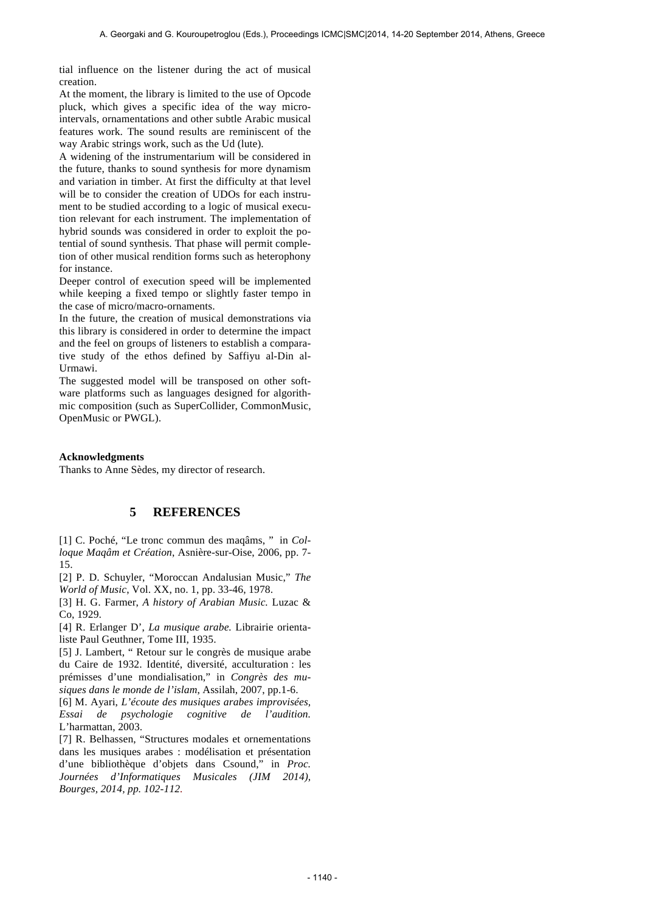tial influence on the listener during the act of musical creation.

At the moment, the library is limited to the use of Opcode pluck, which gives a specific idea of the way micro-intervals, ornamentations and other subtle Arabic musical features work. The sound results are reminiscent of the way Arabic strings work, such as the Ud (lute).

A widening of the instrumentarium will be considered in the future, thanks to sound synthesis for more dynamism and variation in timber. At first the difficulty at that level will be to consider the creation of UDOs for each instrument to be studied according to a logic of musical execution relevant for each instrument. The implementation of hybrid sounds was considered in order to exploit the potential of sound synthesis. That phase will permit completion of other musical rendition forms such as heterophony for instance.

Deeper control of execution speed will be implemented while keeping a fixed tempo or slightly faster tempo in the case of micro/macro-ornaments.

In the future, the creation of musical demonstrations via this library is considered in order to determine the impact and the feel on groups of listeners to establish a comparative study of the ethos defined by Saffiyu al-Din al-Urmawi.

The suggested model will be transposed on other software platforms such as languages designed for algorithmic composition (such as SuperCollider, CommonMusic, OpenMusic or PWGL).

**Acknowledgments**

Thanks to Anne Sèdes, my director of research.

## 5 REFERENCES

[1] C. Poché, "Le tronc commun des maqâms, " in *Colloque Maqâm et Création*, Asnière-sur-Oise, 2006, pp. 7-15.

[2] P. D. Schuyler, "Moroccan Andalusian Music," *The World of Music*, Vol. XX, no. 1, pp. 33-46, 1978.

[3] H. G. Farmer, *A history of Arabian Music.* Luzac & Co, 1929.

[4] R. Erlanger D', *La musique arabe.* Librairie orientaliste Paul Geuthner, Tome III, 1935.

[5] J. Lambert, " Retour sur le congrès de musique arabe du Caire de 1932. Identité, diversité, acculturation : les prémisses d'une mondialisation," in *Congrès des musiques dans le monde de l'islam*, Assilah, 2007, pp.1-6.

[6] M. Ayari, *L'écoute des musiques arabes improvisées, Essai de psychologie cognitive de l'audition.* L'harmattan, 2003.

[7] R. Belhassen, "Structures modales et ornementations dans les musiques arabes : modélisation et présentation d'une bibliothèque d'objets dans Csound," in *Proc. Journées d'Informatiques Musicales (JIM 2014), Bourges, 2014, pp. 102-112.*